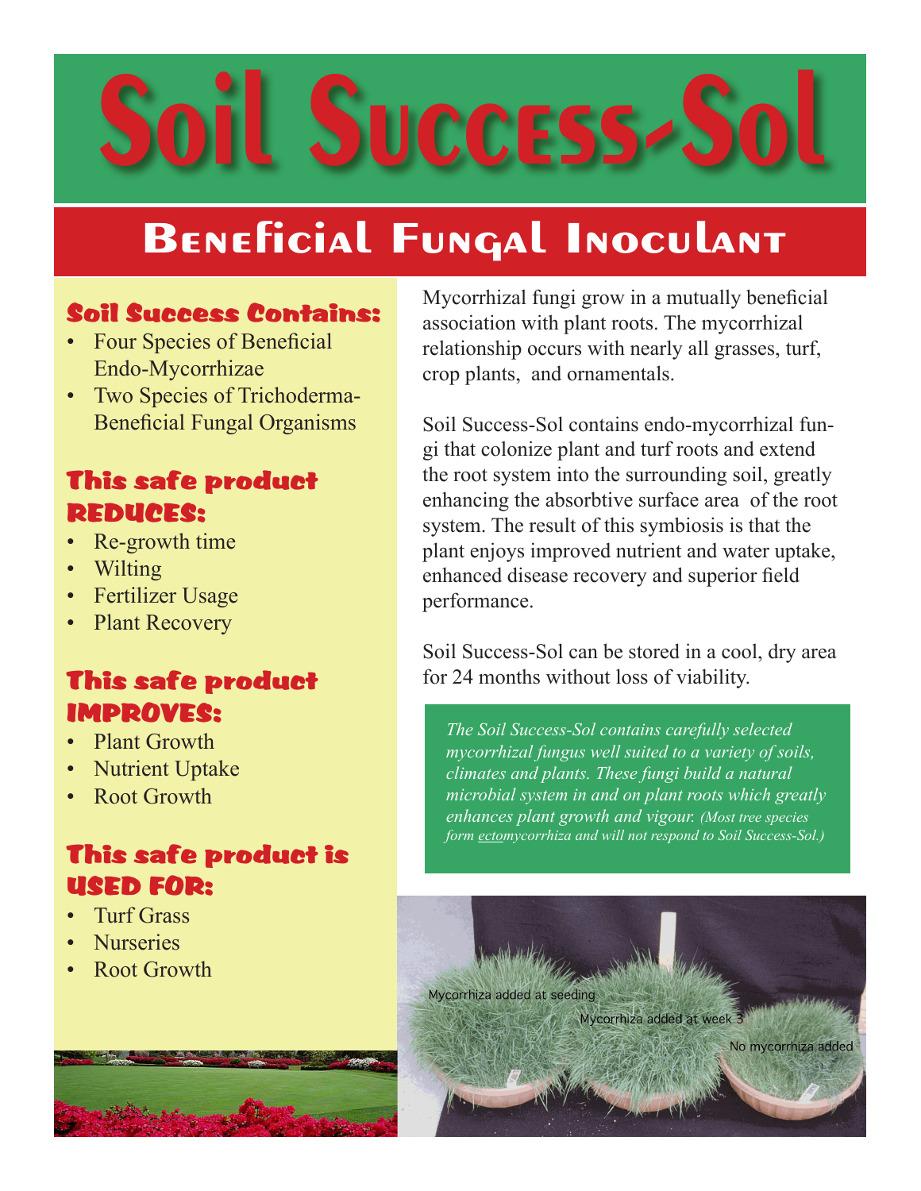# Soil Success-Sol

## Beneficial Fungal Inoculant

### Soil Success Contains:

- Four Species of Beneficial Endo-Mycorrhizae
- Two Species of Trichoderma-Beneficial Fungal Organisms

### This safe product REDUCES:

- Re-growth time
- Wilting
- Fertilizer Usage
- Plant Recovery

### This safe product IMPROVES:

- Plant Growth
- Nutrient Uptake
- Root Growth

### This safe product is USED FOR:

- Turf Grass
- Nurseries
- Root Growth

Mycorrhizal fungi grow in a mutually beneficial association with plant roots. The mycorrhizal relationship occurs with nearly all grasses, turf, crop plants, and ornamentals.

Soil Success-Sol contains endo-mycorrhizal fungi that colonize plant and turf roots and extend the root system into the surrounding soil, greatly enhancing the absorbtive surface area of the root system. The result of this symbiosis is that the plant enjoys improved nutrient and water uptake, enhanced disease recovery and superior field performance.

Soil Success-Sol can be stored in a cool, dry area for 24 months without loss of viability.

*The Soil Success-Sol contains carefully selected mycorrhizal fungus well suited to a variety of soils, climates and plants. These fungi build a natural microbial system in and on plant roots which greatly enhances plant growth and vigour. (Most tree species form ectomycorrhiza and will not respond to Soil Success-Sol.)*

Mycorrhiza added at seeding

Mycorrhiza added at week 3

No mycorrhiza added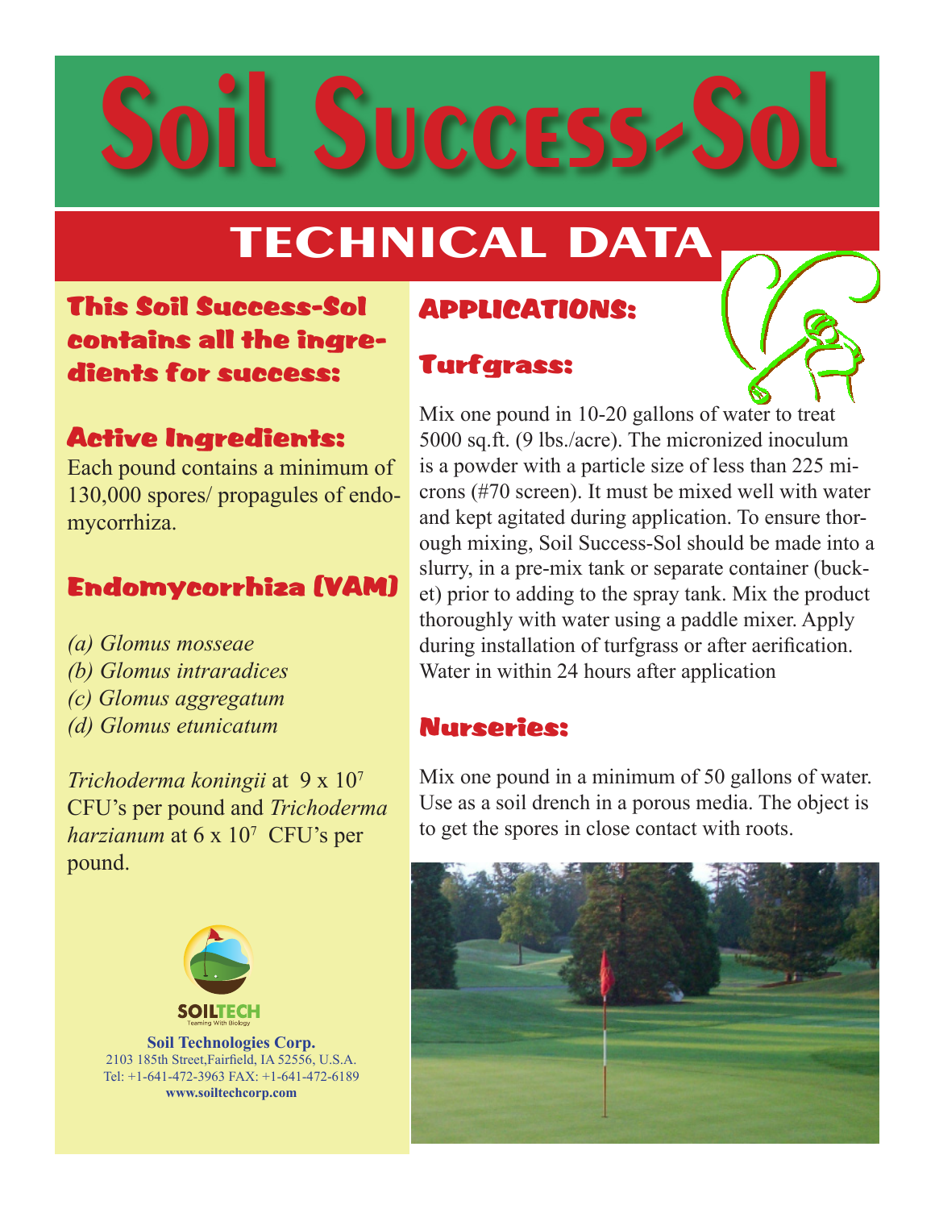# Soil Success-Sol

## TECHNICAL DATA

### This Soil Success-Sol contains all the ingredients for success:

### Active Ingredients:

Each pound contains a minimum of 130,000 spores/ propagules of endomycorrhiza.

### Endomycorrhiza (VAM)

*(a) Glomus mosseae*
*(b) Glomus intraradices*
*(c) Glomus aggregatum*
*(d) Glomus etunicatum*

*Trichoderma koningii* at $9 \times 10^7$ CFU's per pound and *Trichoderma harzianum* at $6 \times 10^7$ CFU's per pound.

SOILTECH
Teaming With Biology

**Soil Technologies Corp.**
2103 185th Street,Fairfield, IA 52556, U.S.A.
Tel: +1-641-472-3963 FAX: +1-641-472-6189
**www.soiltechcorp.com**

### APPLICATIONS:

### Turfgrass:

Mix one pound in 10-20 gallons of water to treat 5000 sq.ft. (9 lbs./acre). The micronized inoculum is a powder with a particle size of less than 225 microns (#70 screen). It must be mixed well with water and kept agitated during application. To ensure thorough mixing, Soil Success-Sol should be made into a slurry, in a pre-mix tank or separate container (bucket) prior to adding to the spray tank. Mix the product thoroughly with water using a paddle mixer. Apply during installation of turfgrass or after aerification. Water in within 24 hours after application

### Nurseries:

Mix one pound in a minimum of 50 gallons of water. Use as a soil drench in a porous media. The object is to get the spores in close contact with roots.